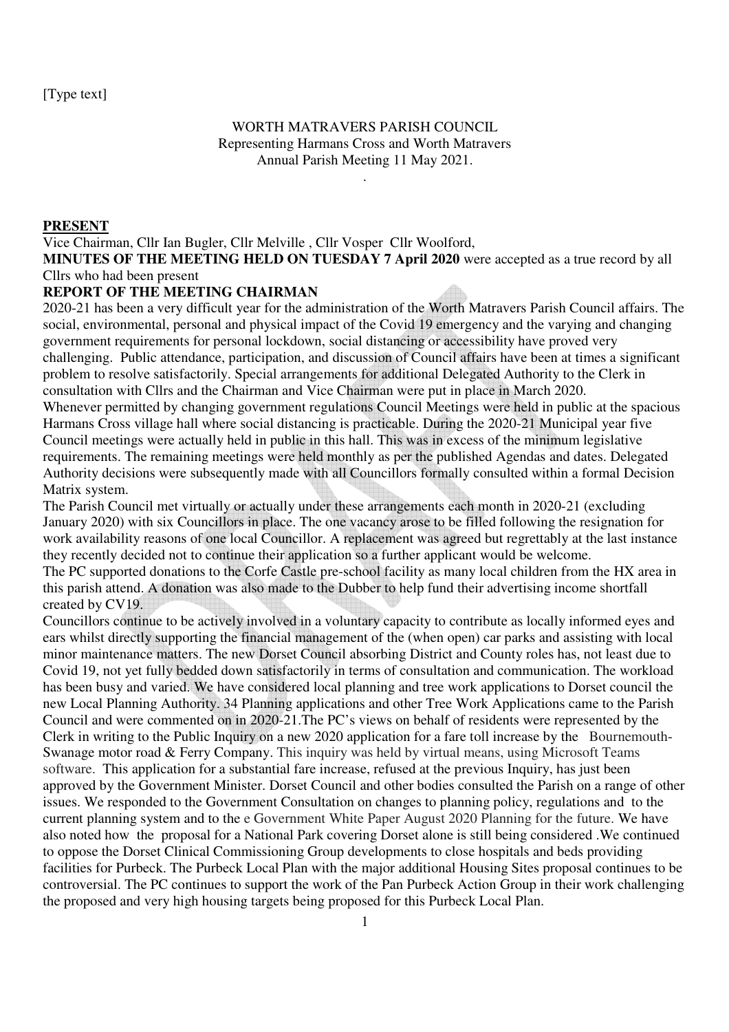[Type text]

WORTH MATRAVERS PARISH COUNCIL
Representing Harmans Cross and Worth Matravers
Annual Parish Meeting 11 May 2021.

.

**PRESENT**

Vice Chairman, Cllr Ian Bugler, Cllr Melville , Cllr Vosper Cllr Woolford,

**MINUTES OF THE MEETING HELD ON TUESDAY 7 April 2020** were accepted as a true record by all Cllrs who had been present

**REPORT OF THE MEETING CHAIRMAN**

2020-21 has been a very difficult year for the administration of the Worth Matravers Parish Council affairs. The social, environmental, personal and physical impact of the Covid 19 emergency and the varying and changing government requirements for personal lockdown, social distancing or accessibility have proved very challenging. Public attendance, participation, and discussion of Council affairs have been at times a significant problem to resolve satisfactorily. Special arrangements for additional Delegated Authority to the Clerk in consultation with Cllrs and the Chairman and Vice Chairman were put in place in March 2020.

Whenever permitted by changing government regulations Council Meetings were held in public at the spacious Harmans Cross village hall where social distancing is practicable. During the 2020-21 Municipal year five Council meetings were actually held in public in this hall. This was in excess of the minimum legislative requirements. The remaining meetings were held monthly as per the published Agendas and dates. Delegated Authority decisions were subsequently made with all Councillors formally consulted within a formal Decision Matrix system.

The Parish Council met virtually or actually under these arrangements each month in 2020-21 (excluding January 2020) with six Councillors in place. The one vacancy arose to be filled following the resignation for work availability reasons of one local Councillor. A replacement was agreed but regrettably at the last instance they recently decided not to continue their application so a further applicant would be welcome.

The PC supported donations to the Corfe Castle pre-school facility as many local children from the HX area in this parish attend. A donation was also made to the Dubber to help fund their advertising income shortfall created by CV19.

Councillors continue to be actively involved in a voluntary capacity to contribute as locally informed eyes and ears whilst directly supporting the financial management of the (when open) car parks and assisting with local minor maintenance matters. The new Dorset Council absorbing District and County roles has, not least due to Covid 19, not yet fully bedded down satisfactorily in terms of consultation and communication. The workload has been busy and varied. We have considered local planning and tree work applications to Dorset council the new Local Planning Authority. 34 Planning applications and other Tree Work Applications came to the Parish Council and were commented on in 2020-21.The PC's views on behalf of residents were represented by the Clerk in writing to the Public Inquiry on a new 2020 application for a fare toll increase by the Bournemouth-Swanage motor road & Ferry Company. This inquiry was held by virtual means, using Microsoft Teams software. This application for a substantial fare increase, refused at the previous Inquiry, has just been approved by the Government Minister. Dorset Council and other bodies consulted the Parish on a range of other issues. We responded to the Government Consultation on changes to planning policy, regulations and to the current planning system and to the e Government White Paper August 2020 Planning for the future. We have also noted how the proposal for a National Park covering Dorset alone is still being considered .We continued to oppose the Dorset Clinical Commissioning Group developments to close hospitals and beds providing facilities for Purbeck. The Purbeck Local Plan with the major additional Housing Sites proposal continues to be controversial. The PC continues to support the work of the Pan Purbeck Action Group in their work challenging the proposed and very high housing targets being proposed for this Purbeck Local Plan.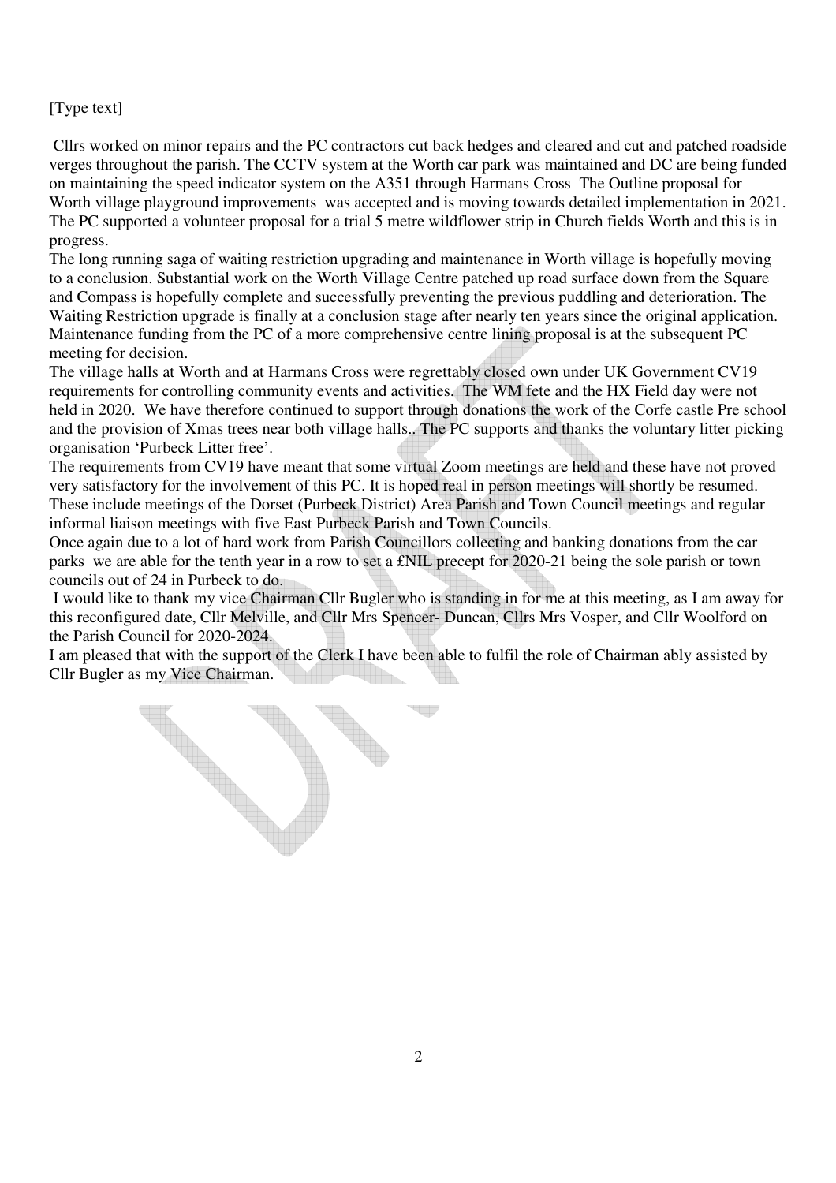[Type text]

Cllrs worked on minor repairs and the PC contractors cut back hedges and cleared and cut and patched roadside verges throughout the parish. The CCTV system at the Worth car park was maintained and DC are being funded on maintaining the speed indicator system on the A351 through Harmans Cross The Outline proposal for Worth village playground improvements was accepted and is moving towards detailed implementation in 2021. The PC supported a volunteer proposal for a trial 5 metre wildflower strip in Church fields Worth and this is in progress.

The long running saga of waiting restriction upgrading and maintenance in Worth village is hopefully moving to a conclusion. Substantial work on the Worth Village Centre patched up road surface down from the Square and Compass is hopefully complete and successfully preventing the previous puddling and deterioration. The Waiting Restriction upgrade is finally at a conclusion stage after nearly ten years since the original application. Maintenance funding from the PC of a more comprehensive centre lining proposal is at the subsequent PC meeting for decision.

The village halls at Worth and at Harmans Cross were regrettably closed own under UK Government CV19 requirements for controlling community events and activities. The WM fete and the HX Field day were not held in 2020. We have therefore continued to support through donations the work of the Corfe castle Pre school and the provision of Xmas trees near both village halls.. The PC supports and thanks the voluntary litter picking organisation 'Purbeck Litter free'.

The requirements from CV19 have meant that some virtual Zoom meetings are held and these have not proved very satisfactory for the involvement of this PC. It is hoped real in person meetings will shortly be resumed. These include meetings of the Dorset (Purbeck District) Area Parish and Town Council meetings and regular informal liaison meetings with five East Purbeck Parish and Town Councils.

Once again due to a lot of hard work from Parish Councillors collecting and banking donations from the car parks we are able for the tenth year in a row to set a £NIL precept for 2020-21 being the sole parish or town councils out of 24 in Purbeck to do.

I would like to thank my vice Chairman Cllr Bugler who is standing in for me at this meeting, as I am away for this reconfigured date, Cllr Melville, and Cllr Mrs Spencer- Duncan, Cllrs Mrs Vosper, and Cllr Woolford on the Parish Council for 2020-2024.

I am pleased that with the support of the Clerk I have been able to fulfil the role of Chairman ably assisted by Cllr Bugler as my Vice Chairman.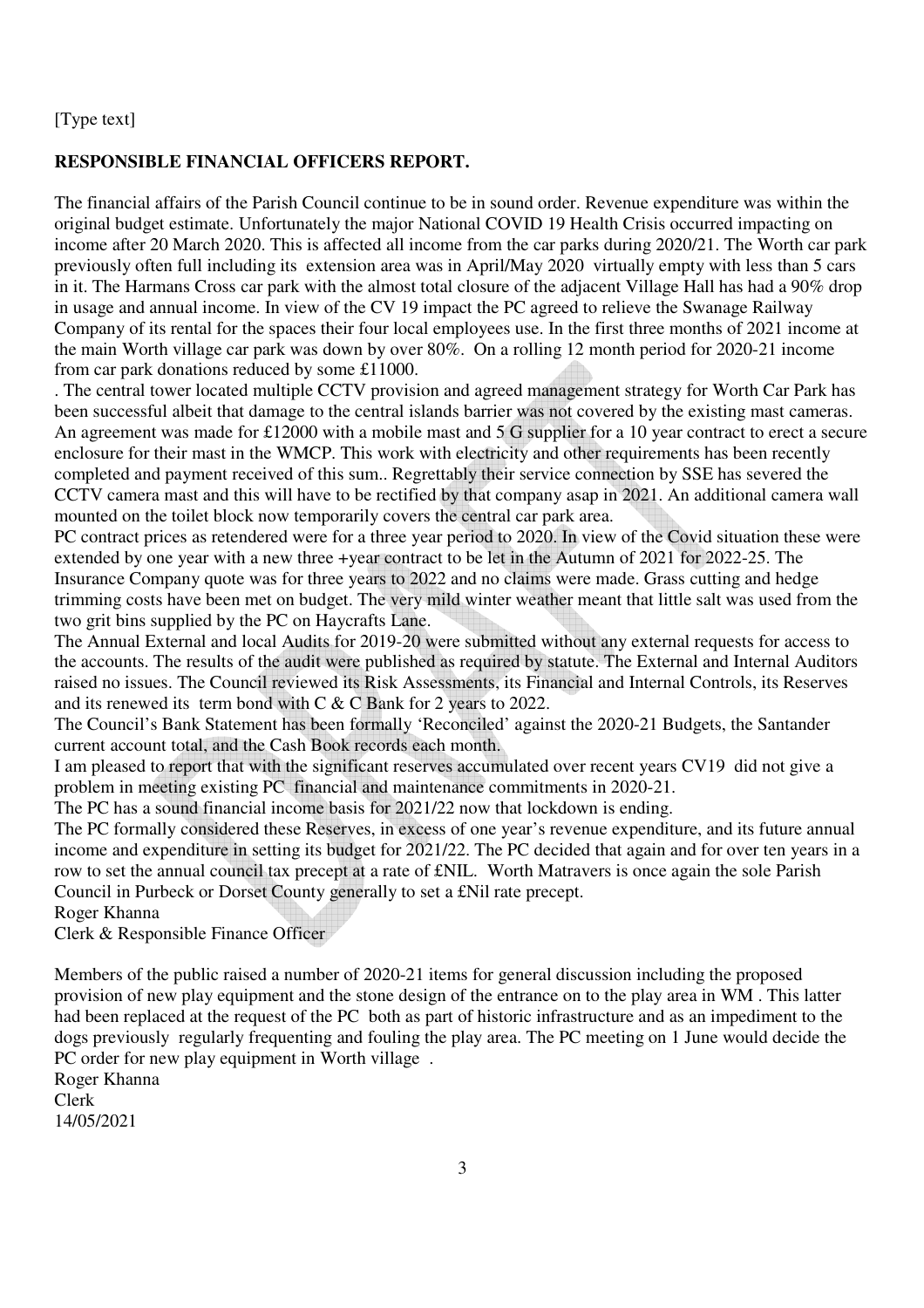[Type text]

**RESPONSIBLE FINANCIAL OFFICERS REPORT.**

The financial affairs of the Parish Council continue to be in sound order. Revenue expenditure was within the original budget estimate. Unfortunately the major National COVID 19 Health Crisis occurred impacting on income after 20 March 2020. This is affected all income from the car parks during 2020/21. The Worth car park previously often full including its extension area was in April/May 2020 virtually empty with less than 5 cars in it. The Harmans Cross car park with the almost total closure of the adjacent Village Hall has had a 90% drop in usage and annual income. In view of the CV 19 impact the PC agreed to relieve the Swanage Railway Company of its rental for the spaces their four local employees use. In the first three months of 2021 income at the main Worth village car park was down by over 80%. On a rolling 12 month period for 2020-21 income from car park donations reduced by some £11000.

. The central tower located multiple CCTV provision and agreed management strategy for Worth Car Park has been successful albeit that damage to the central islands barrier was not covered by the existing mast cameras. An agreement was made for £12000 with a mobile mast and 5 G supplier for a 10 year contract to erect a secure enclosure for their mast in the WMCP. This work with electricity and other requirements has been recently completed and payment received of this sum.. Regrettably their service connection by SSE has severed the CCTV camera mast and this will have to be rectified by that company asap in 2021. An additional camera wall mounted on the toilet block now temporarily covers the central car park area.

PC contract prices as retendered were for a three year period to 2020. In view of the Covid situation these were extended by one year with a new three +year contract to be let in the Autumn of 2021 for 2022-25. The Insurance Company quote was for three years to 2022 and no claims were made. Grass cutting and hedge trimming costs have been met on budget. The very mild winter weather meant that little salt was used from the two grit bins supplied by the PC on Haycrafts Lane.

The Annual External and local Audits for 2019-20 were submitted without any external requests for access to the accounts. The results of the audit were published as required by statute. The External and Internal Auditors raised no issues. The Council reviewed its Risk Assessments, its Financial and Internal Controls, its Reserves and its renewed its term bond with C & C Bank for 2 years to 2022.

The Council's Bank Statement has been formally 'Reconciled' against the 2020-21 Budgets, the Santander current account total, and the Cash Book records each month.

I am pleased to report that with the significant reserves accumulated over recent years CV19 did not give a problem in meeting existing PC financial and maintenance commitments in 2020-21.

The PC has a sound financial income basis for 2021/22 now that lockdown is ending.

The PC formally considered these Reserves, in excess of one year's revenue expenditure, and its future annual income and expenditure in setting its budget for 2021/22. The PC decided that again and for over ten years in a row to set the annual council tax precept at a rate of £NIL. Worth Matravers is once again the sole Parish Council in Purbeck or Dorset County generally to set a £Nil rate precept.

Roger Khanna
Clerk & Responsible Finance Officer

Members of the public raised a number of 2020-21 items for general discussion including the proposed provision of new play equipment and the stone design of the entrance on to the play area in WM . This latter had been replaced at the request of the PC both as part of historic infrastructure and as an impediment to the dogs previously regularly frequenting and fouling the play area. The PC meeting on 1 June would decide the PC order for new play equipment in Worth village .

Roger Khanna
Clerk
14/05/2021